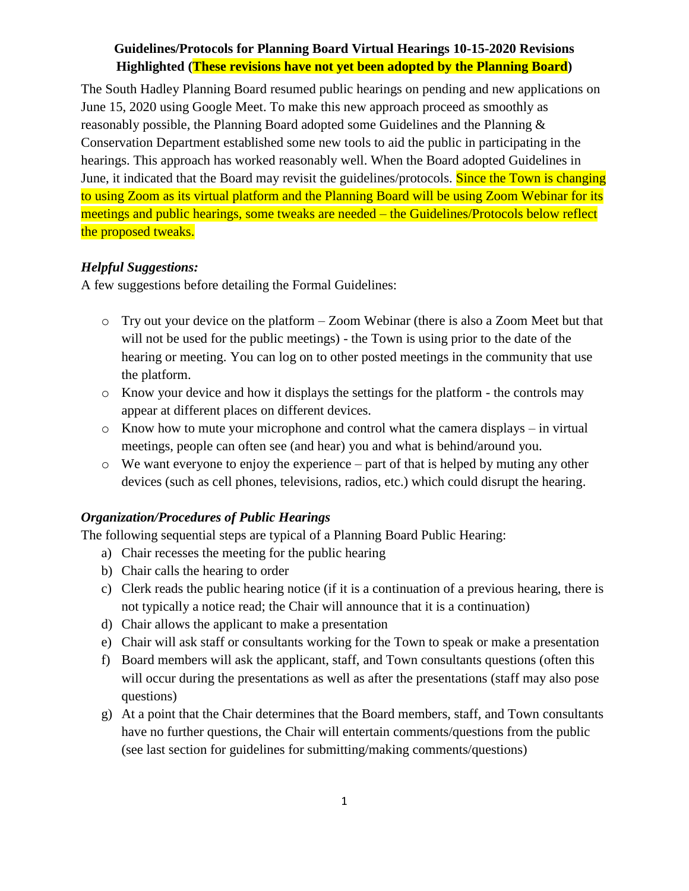**Guidelines/Protocols for Planning Board Virtual Hearings 10-15-2020 Revisions Highlighted (These revisions have not yet been adopted by the Planning Board)**

The South Hadley Planning Board resumed public hearings on pending and new applications on June 15, 2020 using Google Meet. To make this new approach proceed as smoothly as reasonably possible, the Planning Board adopted some Guidelines and the Planning & Conservation Department established some new tools to aid the public in participating in the hearings. This approach has worked reasonably well. When the Board adopted Guidelines in June, it indicated that the Board may revisit the guidelines/protocols. Since the Town is changing to using Zoom as its virtual platform and the Planning Board will be using Zoom Webinar for its meetings and public hearings, some tweaks are needed – the Guidelines/Protocols below reflect the proposed tweaks.

***Helpful Suggestions:***

A few suggestions before detailing the Formal Guidelines:

- Try out your device on the platform – Zoom Webinar (there is also a Zoom Meet but that will not be used for the public meetings) - the Town is using prior to the date of the hearing or meeting. You can log on to other posted meetings in the community that use the platform.
- Know your device and how it displays the settings for the platform - the controls may appear at different places on different devices.
- Know how to mute your microphone and control what the camera displays – in virtual meetings, people can often see (and hear) you and what is behind/around you.
- We want everyone to enjoy the experience – part of that is helped by muting any other devices (such as cell phones, televisions, radios, etc.) which could disrupt the hearing.

***Organization/Procedures of Public Hearings***

The following sequential steps are typical of a Planning Board Public Hearing:

a) Chair recesses the meeting for the public hearing
b) Chair calls the hearing to order
c) Clerk reads the public hearing notice (if it is a continuation of a previous hearing, there is not typically a notice read; the Chair will announce that it is a continuation)
d) Chair allows the applicant to make a presentation
e) Chair will ask staff or consultants working for the Town to speak or make a presentation
f) Board members will ask the applicant, staff, and Town consultants questions (often this will occur during the presentations as well as after the presentations (staff may also pose questions)
g) At a point that the Chair determines that the Board members, staff, and Town consultants have no further questions, the Chair will entertain comments/questions from the public (see last section for guidelines for submitting/making comments/questions)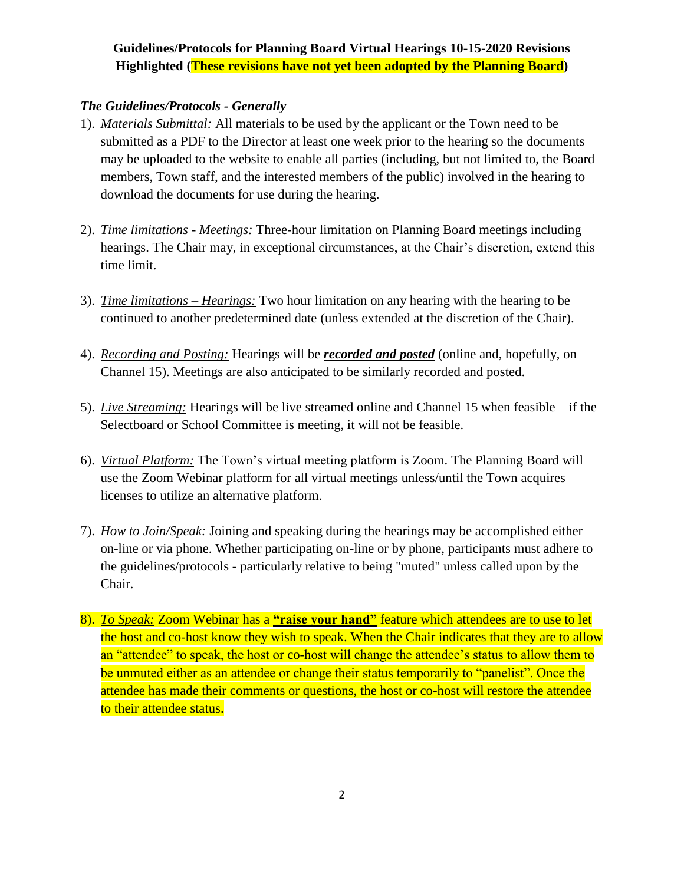**Guidelines/Protocols for Planning Board Virtual Hearings 10-15-2020 Revisions Highlighted (These revisions have not yet been adopted by the Planning Board)**

### *The Guidelines/Protocols - Generally*

1). *Materials Submittal:* All materials to be used by the applicant or the Town need to be submitted as a PDF to the Director at least one week prior to the hearing so the documents may be uploaded to the website to enable all parties (including, but not limited to, the Board members, Town staff, and the interested members of the public) involved in the hearing to download the documents for use during the hearing.

2). *Time limitations - Meetings:* Three-hour limitation on Planning Board meetings including hearings. The Chair may, in exceptional circumstances, at the Chair's discretion, extend this time limit.

3). *Time limitations – Hearings:* Two hour limitation on any hearing with the hearing to be continued to another predetermined date (unless extended at the discretion of the Chair).

4). *Recording and Posting:* Hearings will be ***recorded and posted*** (online and, hopefully, on Channel 15). Meetings are also anticipated to be similarly recorded and posted.

5). *Live Streaming:* Hearings will be live streamed online and Channel 15 when feasible – if the Selectboard or School Committee is meeting, it will not be feasible.

6). *Virtual Platform:* The Town's virtual meeting platform is Zoom. The Planning Board will use the Zoom Webinar platform for all virtual meetings unless/until the Town acquires licenses to utilize an alternative platform.

7). *How to Join/Speak:* Joining and speaking during the hearings may be accomplished either on-line or via phone. Whether participating on-line or by phone, participants must adhere to the guidelines/protocols - particularly relative to being "muted" unless called upon by the Chair.

8). *To Speak:* Zoom Webinar has a **"raise your hand"** feature which attendees are to use to let the host and co-host know they wish to speak. When the Chair indicates that they are to allow an "attendee" to speak, the host or co-host will change the attendee's status to allow them to be unmuted either as an attendee or change their status temporarily to "panelist". Once the attendee has made their comments or questions, the host or co-host will restore the attendee to their attendee status.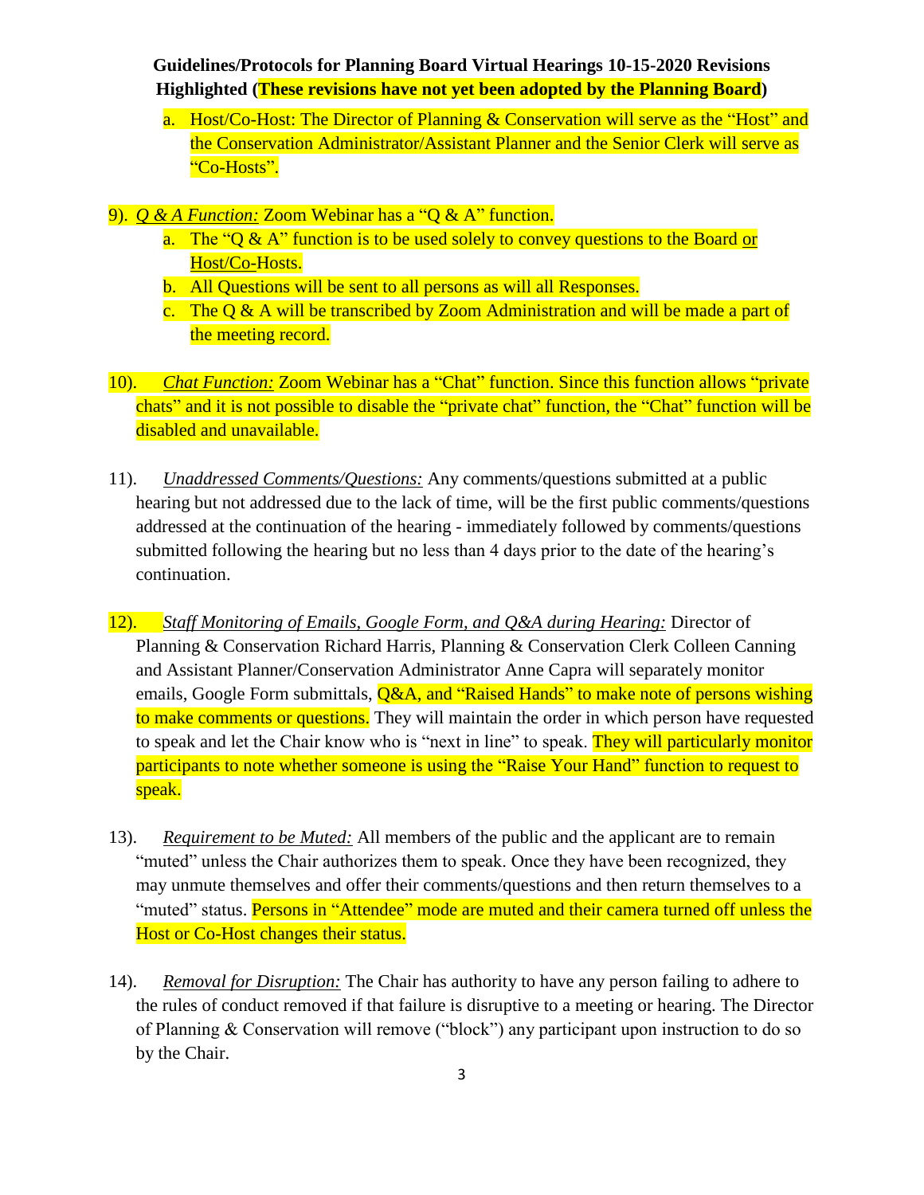**Guidelines/Protocols for Planning Board Virtual Hearings 10-15-2020 Revisions Highlighted (These revisions have not yet been adopted by the Planning Board)**

a. Host/Co-Host: The Director of Planning & Conservation will serve as the "Host" and the Conservation Administrator/Assistant Planner and the Senior Clerk will serve as "Co-Hosts".

9). *Q & A Function:* Zoom Webinar has a "Q & A" function.

a. The "Q & A" function is to be used solely to convey questions to the Board or Host/Co-Hosts.
b. All Questions will be sent to all persons as will all Responses.
c. The Q & A will be transcribed by Zoom Administration and will be made a part of the meeting record.

10). *Chat Function:* Zoom Webinar has a "Chat" function. Since this function allows "private chats" and it is not possible to disable the "private chat" function, the "Chat" function will be disabled and unavailable.

11). *Unaddressed Comments/Questions:* Any comments/questions submitted at a public hearing but not addressed due to the lack of time, will be the first public comments/questions addressed at the continuation of the hearing - immediately followed by comments/questions submitted following the hearing but no less than 4 days prior to the date of the hearing's continuation.

12). *Staff Monitoring of Emails, Google Form, and Q&A during Hearing:* Director of Planning & Conservation Richard Harris, Planning & Conservation Clerk Colleen Canning and Assistant Planner/Conservation Administrator Anne Capra will separately monitor emails, Google Form submittals, Q&A, and "Raised Hands" to make note of persons wishing to make comments or questions. They will maintain the order in which person have requested to speak and let the Chair know who is "next in line" to speak. They will particularly monitor participants to note whether someone is using the "Raise Your Hand" function to request to speak.

13). *Requirement to be Muted:* All members of the public and the applicant are to remain "muted" unless the Chair authorizes them to speak. Once they have been recognized, they may unmute themselves and offer their comments/questions and then return themselves to a "muted" status. Persons in "Attendee" mode are muted and their camera turned off unless the Host or Co-Host changes their status.

14). *Removal for Disruption:* The Chair has authority to have any person failing to adhere to the rules of conduct removed if that failure is disruptive to a meeting or hearing. The Director of Planning & Conservation will remove ("block") any participant upon instruction to do so by the Chair.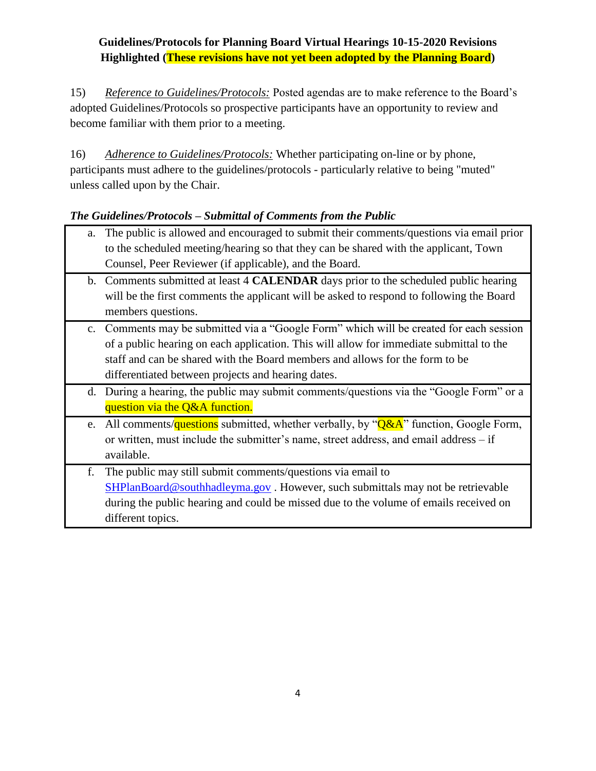**Guidelines/Protocols for Planning Board Virtual Hearings 10-15-2020 Revisions Highlighted (These revisions have not yet been adopted by the Planning Board)**

15) *Reference to Guidelines/Protocols:* Posted agendas are to make reference to the Board's adopted Guidelines/Protocols so prospective participants have an opportunity to review and become familiar with them prior to a meeting.

16) *Adherence to Guidelines/Protocols:* Whether participating on-line or by phone, participants must adhere to the guidelines/protocols - particularly relative to being "muted" unless called upon by the Chair.

***The Guidelines/Protocols – Submittal of Comments from the Public***

| |
|---|
| a. The public is allowed and encouraged to submit their comments/questions via email prior to the scheduled meeting/hearing so that they can be shared with the applicant, Town Counsel, Peer Reviewer (if applicable), and the Board. |
| b. Comments submitted at least 4 **CALENDAR** days prior to the scheduled public hearing will be the first comments the applicant will be asked to respond to following the Board members questions. |
| c. Comments may be submitted via a "Google Form" which will be created for each session of a public hearing on each application. This will allow for immediate submittal to the staff and can be shared with the Board members and allows for the form to be differentiated between projects and hearing dates. |
| d. During a hearing, the public may submit comments/questions via the "Google Form" or a question via the Q&A function. |
| e. All comments/questions submitted, whether verbally, by "Q&A" function, Google Form, or written, must include the submitter's name, street address, and email address – if available. |
| f. The public may still submit comments/questions via email to SHPlanBoard@southhadleyma.gov . However, such submittals may not be retrievable during the public hearing and could be missed due to the volume of emails received on different topics. |